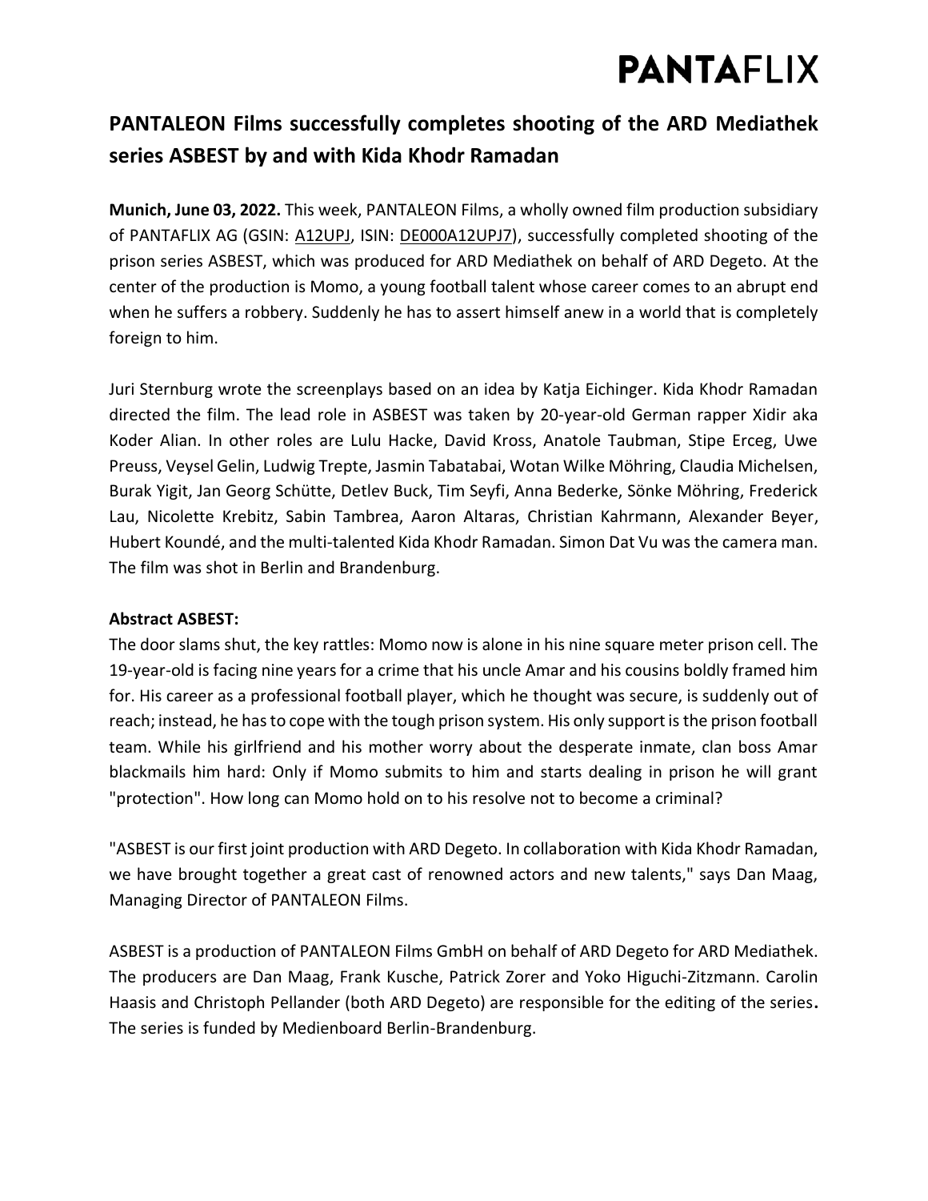# PANTAFLIX

## PANTALEON Films successfully completes shooting of the ARD Mediathek series ASBEST by and with Kida Khodr Ramadan

**Munich, June 03, 2022.** This week, PANTALEON Films, a wholly owned film production subsidiary of PANTAFLIX AG (GSIN: A12UPJ, ISIN: DE000A12UPJ7), successfully completed shooting of the prison series ASBEST, which was produced for ARD Mediathek on behalf of ARD Degeto. At the center of the production is Momo, a young football talent whose career comes to an abrupt end when he suffers a robbery. Suddenly he has to assert himself anew in a world that is completely foreign to him.

Juri Sternburg wrote the screenplays based on an idea by Katja Eichinger. Kida Khodr Ramadan directed the film. The lead role in ASBEST was taken by 20-year-old German rapper Xidir aka Koder Alian. In other roles are Lulu Hacke, David Kross, Anatole Taubman, Stipe Erceg, Uwe Preuss, Veysel Gelin, Ludwig Trepte, Jasmin Tabatabai, Wotan Wilke Möhring, Claudia Michelsen, Burak Yigit, Jan Georg Schütte, Detlev Buck, Tim Seyfi, Anna Bederke, Sönke Möhring, Frederick Lau, Nicolette Krebitz, Sabin Tambrea, Aaron Altaras, Christian Kahrmann, Alexander Beyer, Hubert Koundé, and the multi-talented Kida Khodr Ramadan. Simon Dat Vu was the camera man. The film was shot in Berlin and Brandenburg.

**Abstract ASBEST:**

The door slams shut, the key rattles: Momo now is alone in his nine square meter prison cell. The 19-year-old is facing nine years for a crime that his uncle Amar and his cousins boldly framed him for. His career as a professional football player, which he thought was secure, is suddenly out of reach; instead, he has to cope with the tough prison system. His only support is the prison football team. While his girlfriend and his mother worry about the desperate inmate, clan boss Amar blackmails him hard: Only if Momo submits to him and starts dealing in prison he will grant "protection". How long can Momo hold on to his resolve not to become a criminal?

"ASBEST is our first joint production with ARD Degeto. In collaboration with Kida Khodr Ramadan, we have brought together a great cast of renowned actors and new talents," says Dan Maag, Managing Director of PANTALEON Films.

ASBEST is a production of PANTALEON Films GmbH on behalf of ARD Degeto for ARD Mediathek. The producers are Dan Maag, Frank Kusche, Patrick Zorer and Yoko Higuchi-Zitzmann. Carolin Haasis and Christoph Pellander (both ARD Degeto) are responsible for the editing of the series. The series is funded by Medienboard Berlin-Brandenburg.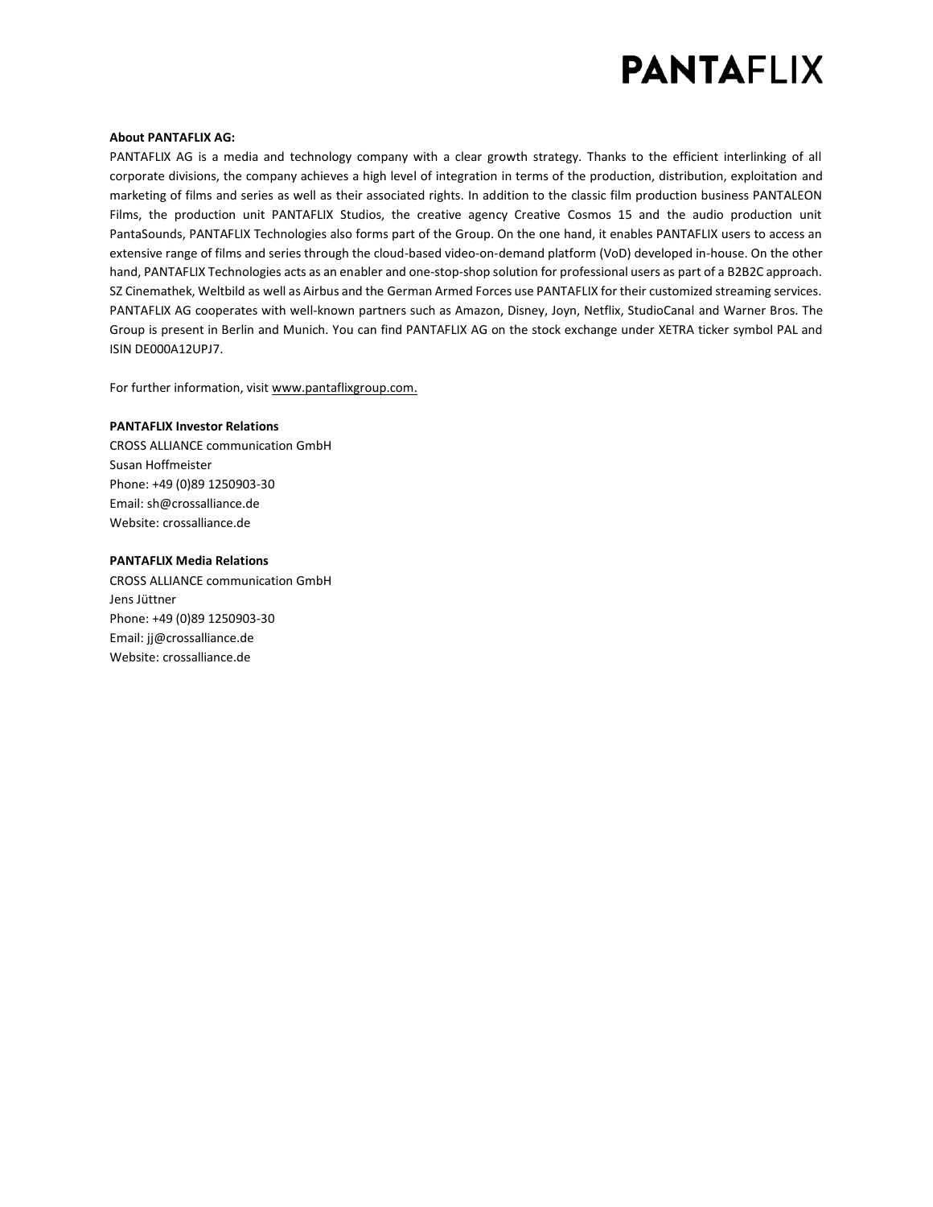**About PANTAFLIX AG:**

PANTAFLIX AG is a media and technology company with a clear growth strategy. Thanks to the efficient interlinking of all corporate divisions, the company achieves a high level of integration in terms of the production, distribution, exploitation and marketing of films and series as well as their associated rights. In addition to the classic film production business PANTALEON Films, the production unit PANTAFLIX Studios, the creative agency Creative Cosmos 15 and the audio production unit PantaSounds, PANTAFLIX Technologies also forms part of the Group. On the one hand, it enables PANTAFLIX users to access an extensive range of films and series through the cloud-based video-on-demand platform (VoD) developed in-house. On the other hand, PANTAFLIX Technologies acts as an enabler and one-stop-shop solution for professional users as part of a B2B2C approach. SZ Cinemathek, Weltbild as well as Airbus and the German Armed Forces use PANTAFLIX for their customized streaming services. PANTAFLIX AG cooperates with well-known partners such as Amazon, Disney, Joyn, Netflix, StudioCanal and Warner Bros. The Group is present in Berlin and Munich. You can find PANTAFLIX AG on the stock exchange under XETRA ticker symbol PAL and ISIN DE000A12UPJ7.

For further information, visit www.pantaflixgroup.com.

**PANTAFLIX Investor Relations**

CROSS ALLIANCE communication GmbH
Susan Hoffmeister
Phone: +49 (0)89 1250903-30
Email: sh@crossalliance.de
Website: crossalliance.de

**PANTAFLIX Media Relations**

CROSS ALLIANCE communication GmbH
Jens Jüttner
Phone: +49 (0)89 1250903-30
Email: jj@crossalliance.de
Website: crossalliance.de